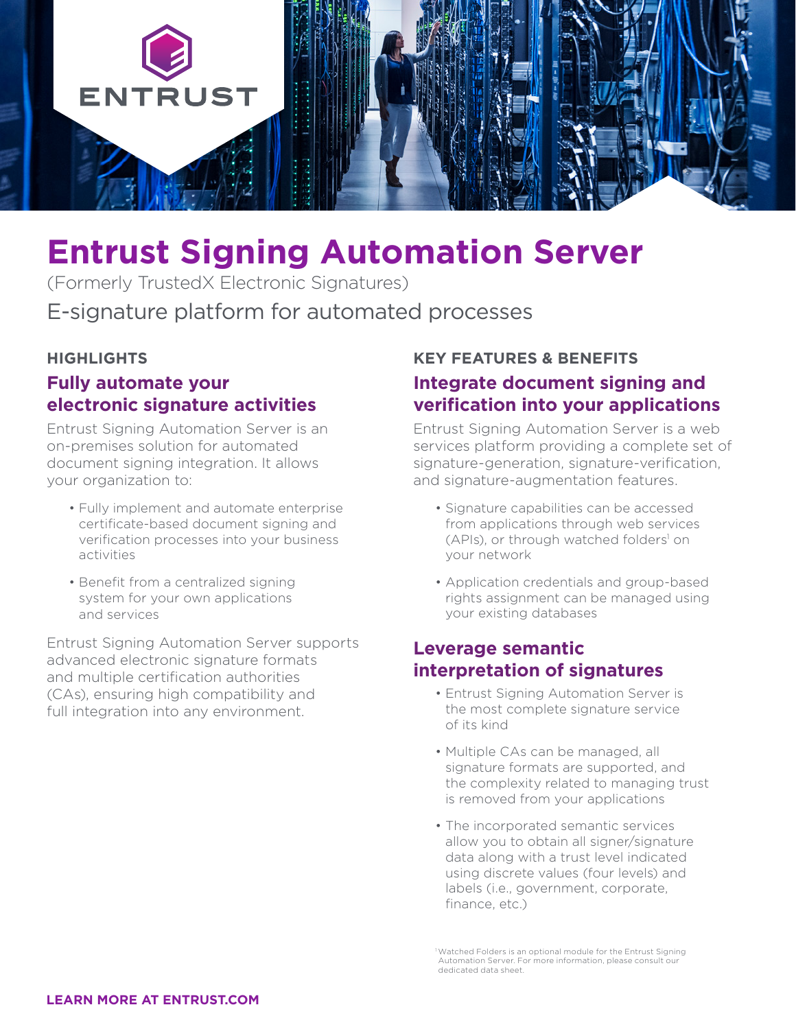# Entrust Signing Automation Server

(Formerly TrustedX Electronic Signatures)

E-signature platform for automated processes

## HIGHLIGHTS

### Fully automate your electronic signature activities

Entrust Signing Automation Server is an on-premises solution for automated document signing integration. It allows your organization to:

- Fully implement and automate enterprise certificate-based document signing and verification processes into your business activities
- Benefit from a centralized signing system for your own applications and services

Entrust Signing Automation Server supports advanced electronic signature formats and multiple certification authorities (CAs), ensuring high compatibility and full integration into any environment.

## KEY FEATURES & BENEFITS

### Integrate document signing and verification into your applications

Entrust Signing Automation Server is a web services platform providing a complete set of signature-generation, signature-verification, and signature-augmentation features.

- Signature capabilities can be accessed from applications through web services (APIs), or through watched folders[1] on your network
- Application credentials and group-based rights assignment can be managed using your existing databases

### Leverage semantic interpretation of signatures

- Entrust Signing Automation Server is the most complete signature service of its kind
- Multiple CAs can be managed, all signature formats are supported, and the complexity related to managing trust is removed from your applications
- The incorporated semantic services allow you to obtain all signer/signature data along with a trust level indicated using discrete values (four levels) and labels (i.e., government, corporate, finance, etc.)

[1] Watched Folders is an optional module for the Entrust Signing Automation Server. For more information, please consult our dedicated data sheet.

**LEARN MORE AT ENTRUST.COM**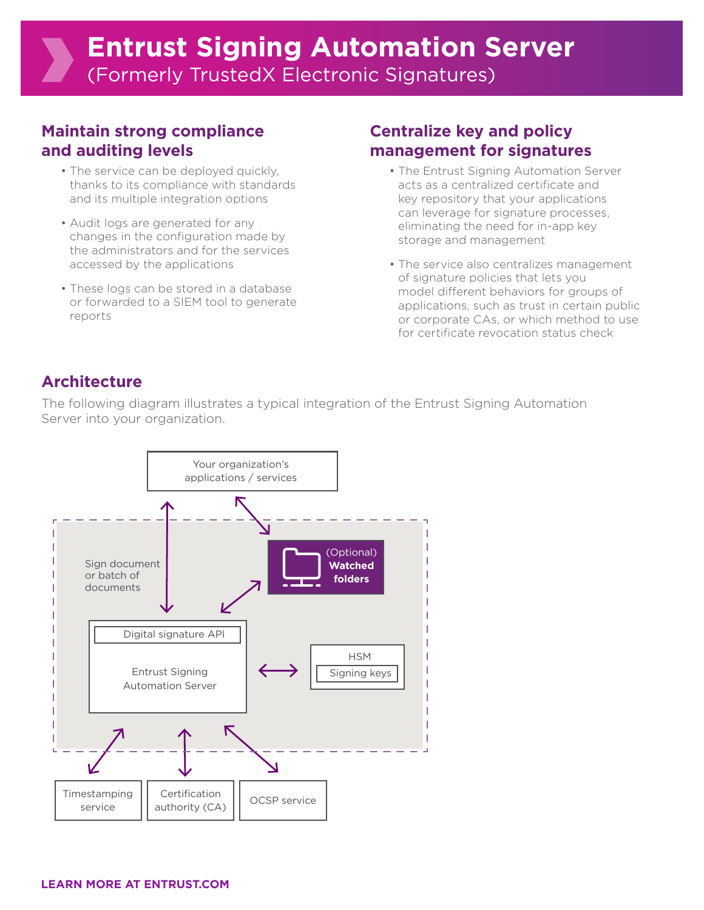# Entrust Signing Automation Server

(Formerly TrustedX Electronic Signatures)

## Maintain strong compliance and auditing levels

- The service can be deployed quickly, thanks to its compliance with standards and its multiple integration options
- Audit logs are generated for any changes in the configuration made by the administrators and for the services accessed by the applications
- These logs can be stored in a database or forwarded to a SIEM tool to generate reports

## Centralize key and policy management for signatures

- The Entrust Signing Automation Server acts as a centralized certificate and key repository that your applications can leverage for signature processes, eliminating the need for in-app key storage and management
- The service also centralizes management of signature policies that lets you model different behaviors for groups of applications, such as trust in certain public or corporate CAs, or which method to use for certificate revocation status check

## Architecture

The following diagram illustrates a typical integration of the Entrust Signing Automation Server into your organization.

Your organization's applications / services

Sign document or batch of documents

(Optional) **Watched folders**

Digital signature API

Entrust Signing Automation Server

HSM

Signing keys

Timestamping service

Certification authority (CA)

OCSP service

**LEARN MORE AT ENTRUST.COM**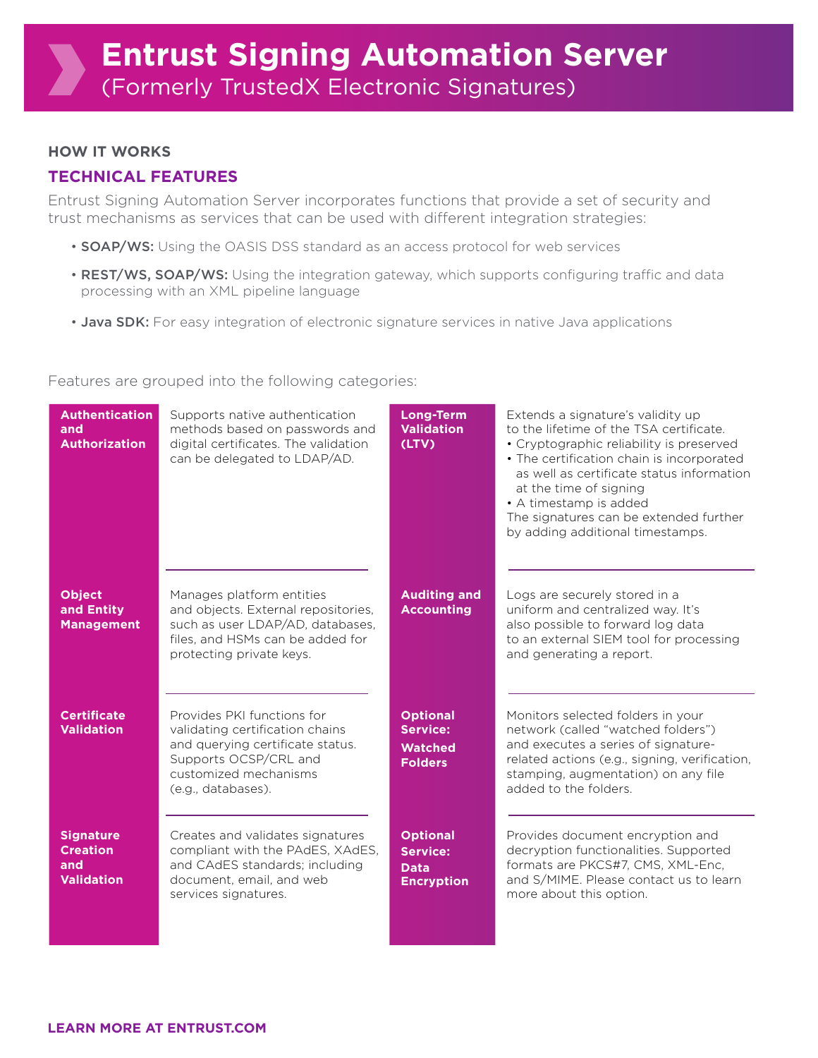# Entrust Signing Automation Server
(Formerly TrustedX Electronic Signatures)

### HOW IT WORKS

## TECHNICAL FEATURES

Entrust Signing Automation Server incorporates functions that provide a set of security and trust mechanisms as services that can be used with different integration strategies:

- **SOAP/WS:** Using the OASIS DSS standard as an access protocol for web services
- **REST/WS, SOAP/WS:** Using the integration gateway, which supports configuring traffic and data processing with an XML pipeline language
- **Java SDK:** For easy integration of electronic signature services in native Java applications

Features are grouped into the following categories:

**Authentication and Authorization**
Supports native authentication methods based on passwords and digital certificates. The validation can be delegated to LDAP/AD.

**Object and Entity Management**
Manages platform entities and objects. External repositories, such as user LDAP/AD, databases, files, and HSMs can be added for protecting private keys.

**Certificate Validation**
Provides PKI functions for validating certification chains and querying certificate status. Supports OCSP/CRL and customized mechanisms (e.g., databases).

**Signature Creation and Validation**
Creates and validates signatures compliant with the PAdES, XAdES, and CAdES standards; including document, email, and web services signatures.

**Long-Term Validation (LTV)**
Extends a signature's validity up to the lifetime of the TSA certificate.
- Cryptographic reliability is preserved
- The certification chain is incorporated as well as certificate status information at the time of signing
- A timestamp is added

The signatures can be extended further by adding additional timestamps.

**Auditing and Accounting**
Logs are securely stored in a uniform and centralized way. It's also possible to forward log data to an external SIEM tool for processing and generating a report.

**Optional Service: Watched Folders**
Monitors selected folders in your network (called "watched folders") and executes a series of signature-related actions (e.g., signing, verification, stamping, augmentation) on any file added to the folders.

**Optional Service: Data Encryption**
Provides document encryption and decryption functionalities. Supported formats are PKCS#7, CMS, XML-Enc, and S/MIME. Please contact us to learn more about this option.

**LEARN MORE AT ENTRUST.COM**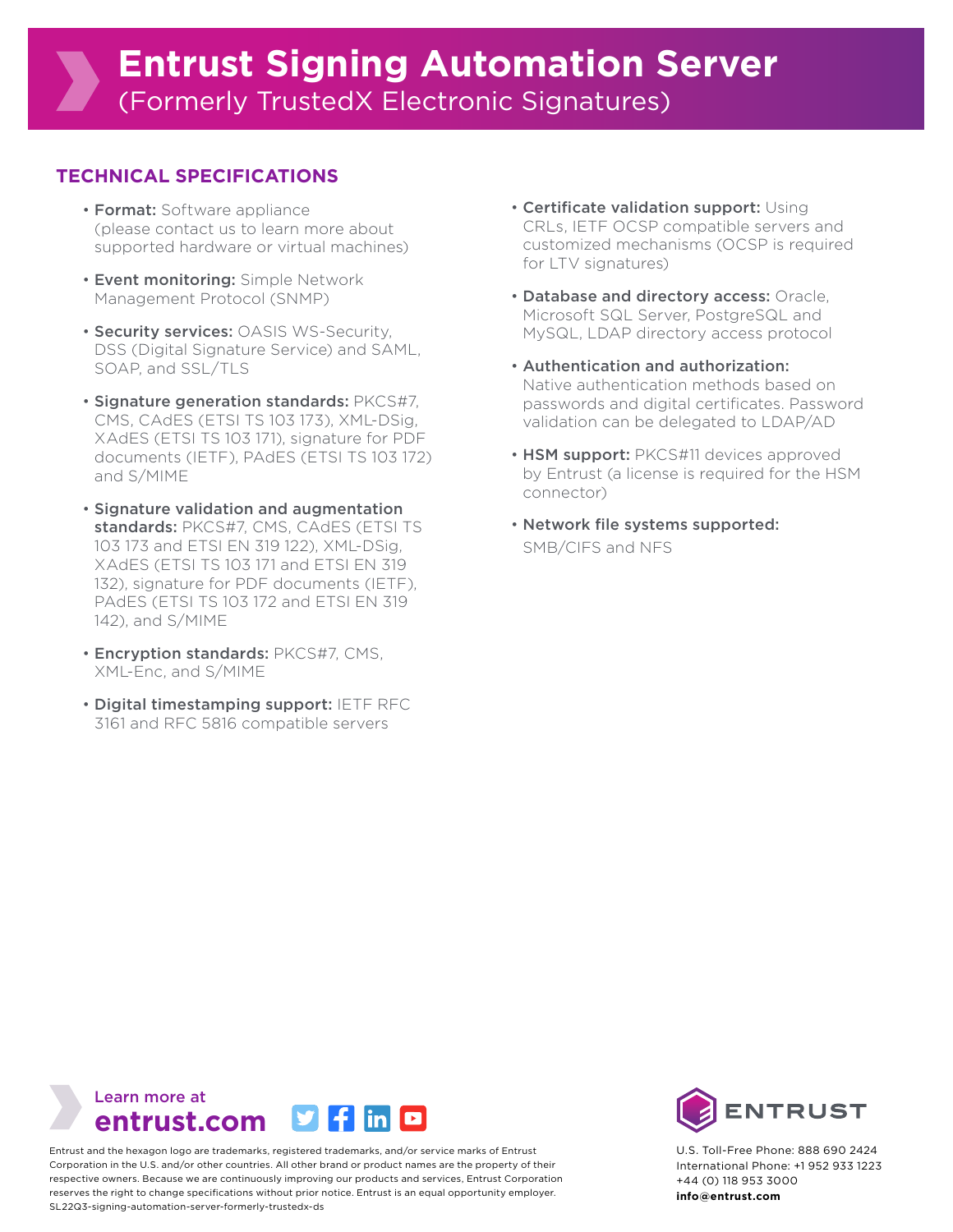# Entrust Signing Automation Server

(Formerly TrustedX Electronic Signatures)

## TECHNICAL SPECIFICATIONS

- **Format:** Software appliance (please contact us to learn more about supported hardware or virtual machines)
- **Event monitoring:** Simple Network Management Protocol (SNMP)
- **Security services:** OASIS WS-Security, DSS (Digital Signature Service) and SAML, SOAP, and SSL/TLS
- **Signature generation standards:** PKCS#7, CMS, CAdES (ETSI TS 103 173), XML-DSig, XAdES (ETSI TS 103 171), signature for PDF documents (IETF), PAdES (ETSI TS 103 172) and S/MIME
- **Signature validation and augmentation standards:** PKCS#7, CMS, CAdES (ETSI TS 103 173 and ETSI EN 319 122), XML-DSig, XAdES (ETSI TS 103 171 and ETSI EN 319 132), signature for PDF documents (IETF), PAdES (ETSI TS 103 172 and ETSI EN 319 142), and S/MIME
- **Encryption standards:** PKCS#7, CMS, XML-Enc, and S/MIME
- **Digital timestamping support:** IETF RFC 3161 and RFC 5816 compatible servers
- **Certificate validation support:** Using CRLs, IETF OCSP compatible servers and customized mechanisms (OCSP is required for LTV signatures)
- **Database and directory access:** Oracle, Microsoft SQL Server, PostgreSQL and MySQL, LDAP directory access protocol
- **Authentication and authorization:** Native authentication methods based on passwords and digital certificates. Password validation can be delegated to LDAP/AD
- **HSM support:** PKCS#11 devices approved by Entrust (a license is required for the HSM connector)
- **Network file systems supported:** SMB/CIFS and NFS

Learn more at
**entrust.com**

Entrust and the hexagon logo are trademarks, registered trademarks, and/or service marks of Entrust Corporation in the U.S. and/or other countries. All other brand or product names are the property of their respective owners. Because we are continuously improving our products and services, Entrust Corporation reserves the right to change specifications without prior notice. Entrust is an equal opportunity employer.
SL22Q3-signing-automation-server-formerly-trustedx-ds

ENTRUST

U.S. Toll-Free Phone: 888 690 2424
International Phone: +1 952 933 1223
+44 (0) 118 953 3000
**info@entrust.com**